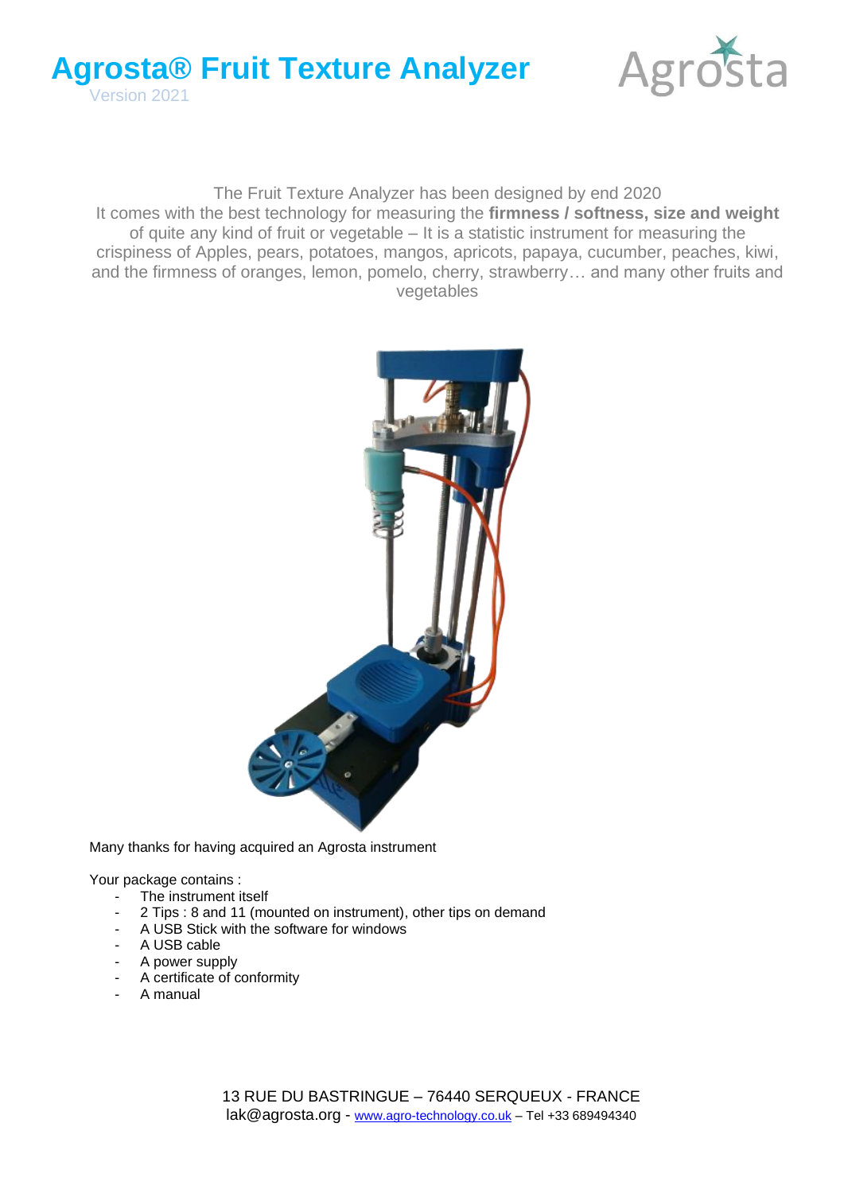# Agrosta® Fruit Texture Analyzer

Version 2021

The Fruit Texture Analyzer has been designed by end 2020
It comes with the best technology for measuring the **firmness / softness, size and weight** of quite any kind of fruit or vegetable – It is a statistic instrument for measuring the crispiness of Apples, pears, potatoes, mangos, apricots, papaya, cucumber, peaches, kiwi, and the firmness of oranges, lemon, pomelo, cherry, strawberry… and many other fruits and vegetables

Many thanks for having acquired an Agrosta instrument

Your package contains :

- The instrument itself
- 2 Tips : 8 and 11 (mounted on instrument), other tips on demand
- A USB Stick with the software for windows
- A USB cable
- A power supply
- A certificate of conformity
- A manual

13 RUE DU BASTRINGUE – 76440 SERQUEUX - FRANCE
lak@agrosta.org - www.agro-technology.co.uk – Tel +33 689494340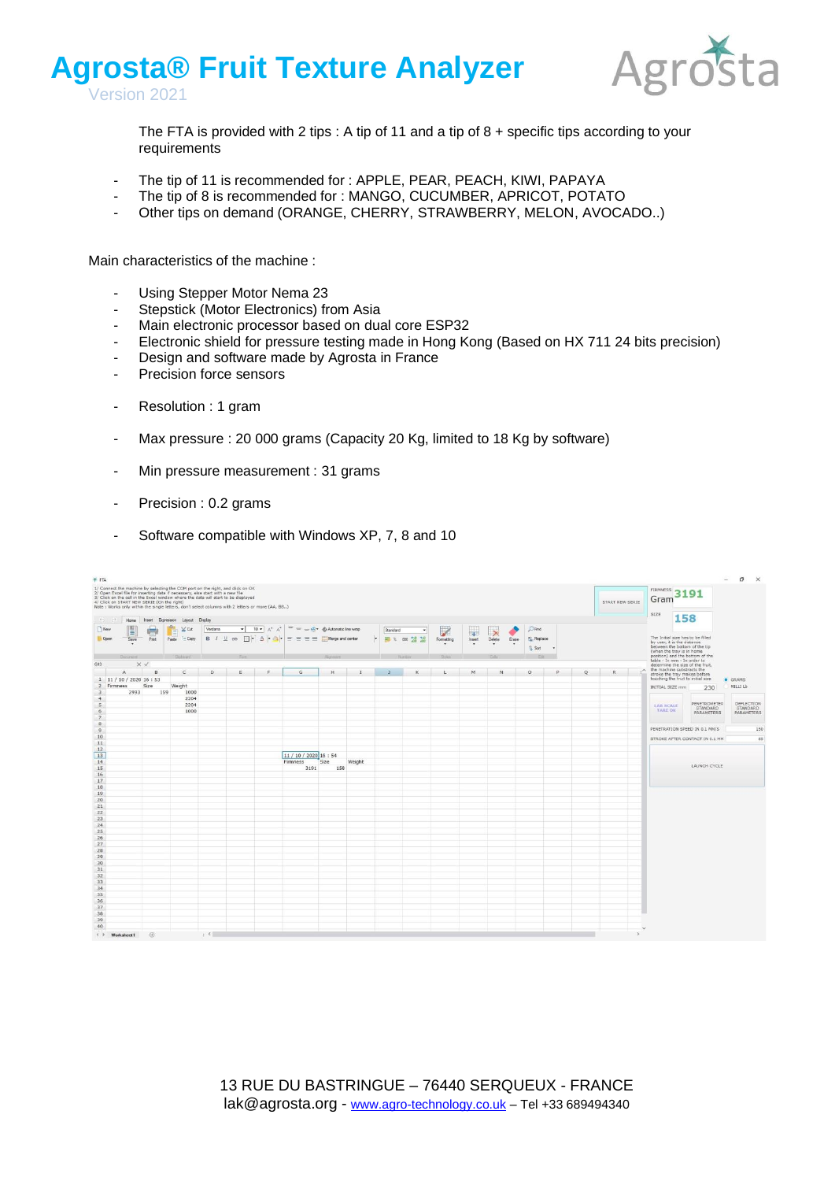The FTA is provided with 2 tips : A tip of 11 and a tip of 8 + specific tips according to your requirements

- The tip of 11 is recommended for : APPLE, PEAR, PEACH, KIWI, PAPAYA
- The tip of 8 is recommended for : MANGO, CUCUMBER, APRICOT, POTATO
- Other tips on demand (ORANGE, CHERRY, STRAWBERRY, MELON, AVOCADO..)

Main characteristics of the machine :

- Using Stepper Motor Nema 23
- Stepstick (Motor Electronics) from Asia
- Main electronic processor based on dual core ESP32
- Electronic shield for pressure testing made in Hong Kong (Based on HX 711 24 bits precision)
- Design and software made by Agrosta in France
- Precision force sensors

- Resolution : 1 gram

- Max pressure : 20 000 grams (Capacity 20 Kg, limited to 18 Kg by software)

- Min pressure measurement : 31 grams

- Precision : 0.2 grams

- Software compatible with Windows XP, 7, 8 and 10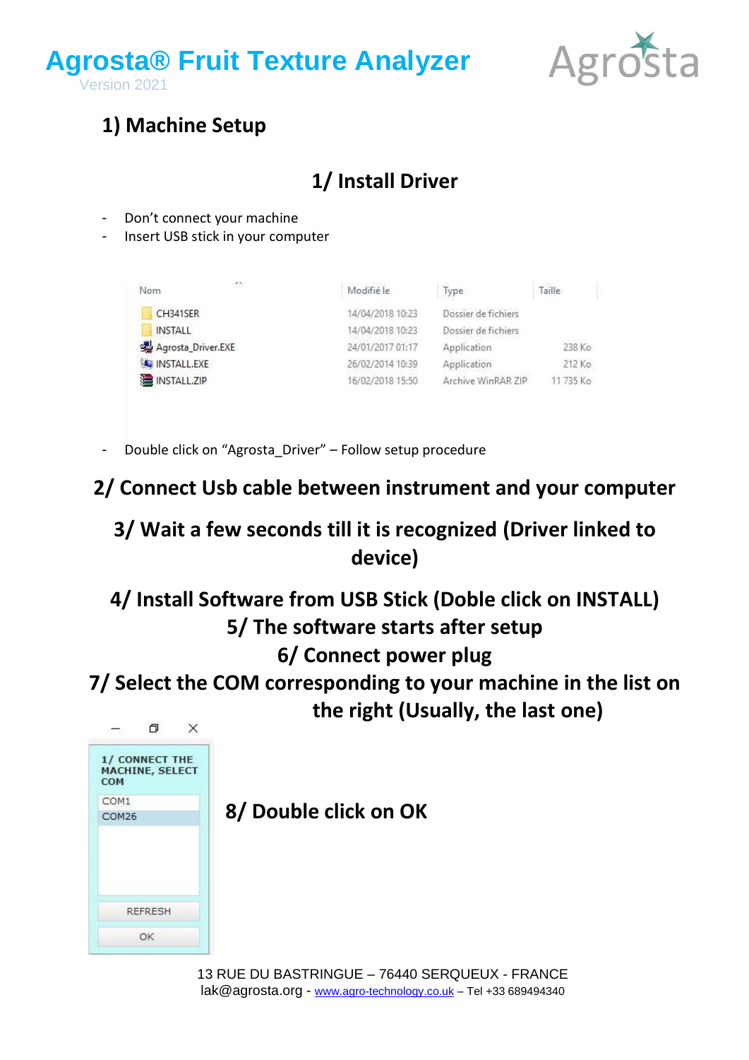# Agrosta® Fruit Texture Analyzer

Version 2021

## 1) Machine Setup

### 1/ Install Driver

- Don't connect your machine
- Insert USB stick in your computer

| Nom | Modifié le | Type | Taille |
|---|---|---|---|
| CH341SER | 14/04/2018 10:23 | Dossier de fichiers | |
| INSTALL | 14/04/2018 10:23 | Dossier de fichiers | |
| Agrosta_Driver.EXE | 24/01/2017 01:17 | Application | 238 Ko |
| INSTALL.EXE | 26/02/2014 10:39 | Application | 212 Ko |
| INSTALL.ZIP | 16/02/2018 15:50 | Archive WinRAR ZIP | 11 735 Ko |

- Double click on "Agrosta_Driver" – Follow setup procedure

### 2/ Connect Usb cable between instrument and your computer

### 3/ Wait a few seconds till it is recognized (Driver linked to device)

### 4/ Install Software from USB Stick (Doble click on INSTALL)

### 5/ The software starts after setup

### 6/ Connect power plug

### 7/ Select the COM corresponding to your machine in the list on the right (Usually, the last one)

1/ CONNECT THE MACHINE, SELECT COM

COM1
COM26

REFRESH

OK

### 8/ Double click on OK

13 RUE DU BASTRINGUE – 76440 SERQUEUX - FRANCE
lak@agrosta.org - www.agro-technology.co.uk – Tel +33 689494340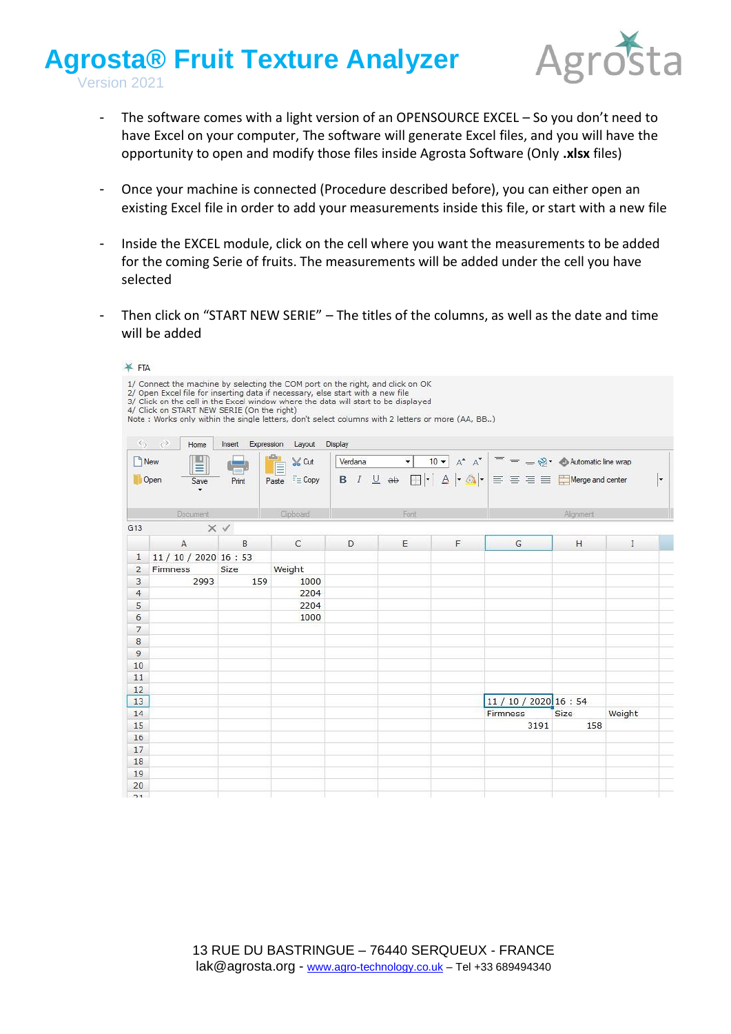- The software comes with a light version of an OPENSOURCE EXCEL – So you don't need to have Excel on your computer, The software will generate Excel files, and you will have the opportunity to open and modify those files inside Agrosta Software (Only **.xlsx** files)

- Once your machine is connected (Procedure described before), you can either open an existing Excel file in order to add your measurements inside this file, or start with a new file

- Inside the EXCEL module, click on the cell where you want the measurements to be added for the coming Serie of fruits. The measurements will be added under the cell you have selected

- Then click on "START NEW SERIE" – The titles of the columns, as well as the date and time will be added

FTA

1/ Connect the machine by selecting the COM port on the right, and click on OK
2/ Open Excel file for inserting data if necessary, else start with a new file
3/ Click on the cell in the Excel window where the data will start to be displayed
4/ Click on START NEW SERIE (On the right)
Note : Works only within the single letters, don't select columns with 2 letters or more (AA, BB..)

| | A | B | C | D | E | F | G | H | I |
|---|---|---|---|---|---|---|---|---|---|
| 1 | 11 / 10 / 2020 | 16 : 53 | | | | | | | |
| 2 | Firmness | Size | Weight | | | | | | |
| 3 | 2993 | 159 | 1000 | | | | | | |
| 4 | | | 2204 | | | | | | |
| 5 | | | 2204 | | | | | | |
| 6 | | | 1000 | | | | | | |
| 7 | | | | | | | | | |
| 8 | | | | | | | | | |
| 9 | | | | | | | | | |
| 10 | | | | | | | | | |
| 11 | | | | | | | | | |
| 12 | | | | | | | | | |
| 13 | | | | | | | 11 / 10 / 2020 | 16 : 54 | |
| 14 | | | | | | | Firmness | Size | Weight |
| 15 | | | | | | | 3191 | 158 | |
| 16 | | | | | | | | | |
| 17 | | | | | | | | | |
| 18 | | | | | | | | | |
| 19 | | | | | | | | | |
| 20 | | | | | | | | | |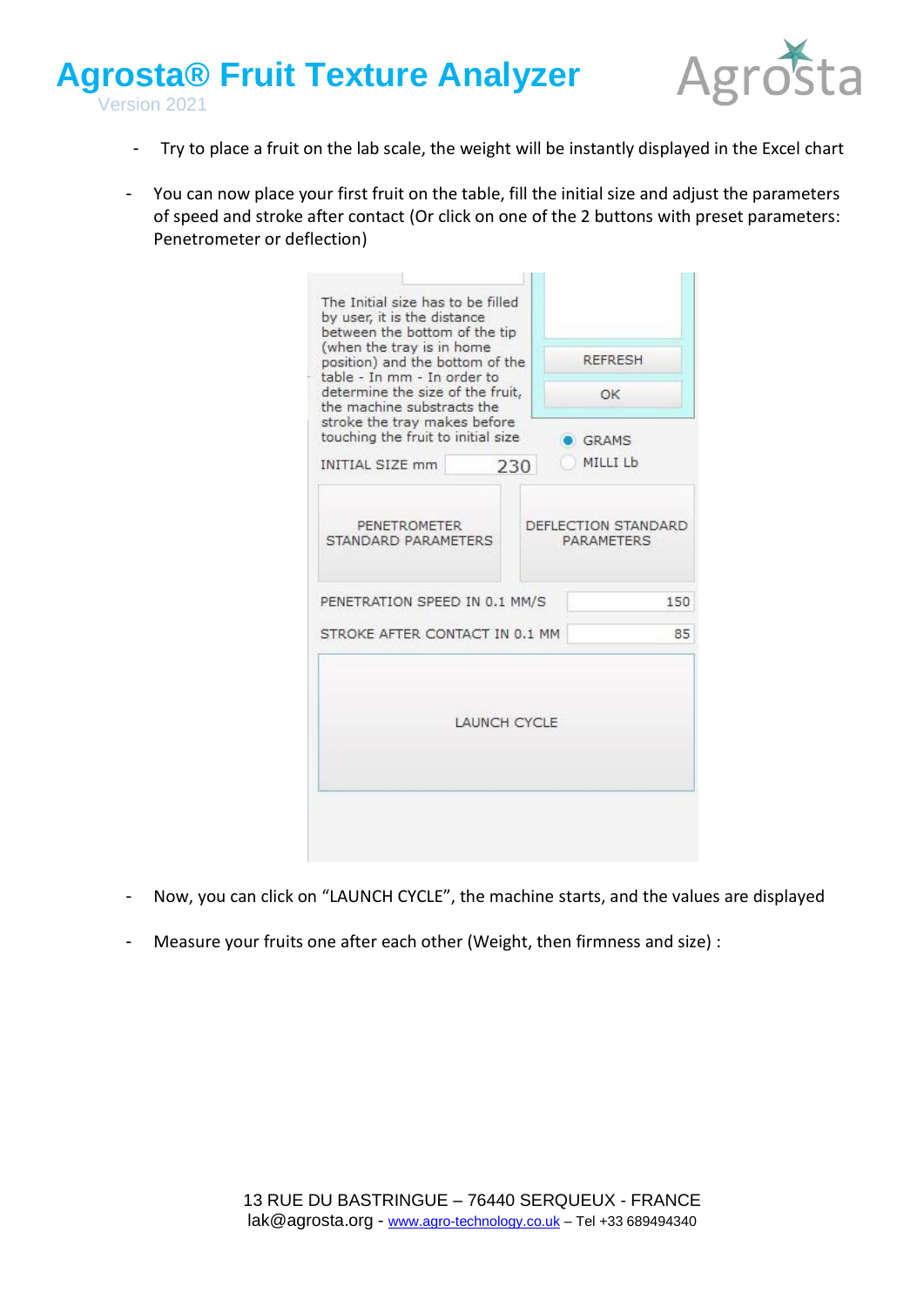- Try to place a fruit on the lab scale, the weight will be instantly displayed in the Excel chart

- You can now place your first fruit on the table, fill the initial size and adjust the parameters of speed and stroke after contact (Or click on one of the 2 buttons with preset parameters: Penetrometer or deflection)

The Initial size has to be filled by user, it is the distance between the bottom of the tip (when the tray is in home position) and the bottom of the table - In mm - In order to determine the size of the fruit, the machine substracts the stroke the tray makes before touching the fruit to initial size

REFRESH

OK

INITIAL SIZE mm 230

GRAMS

MILLI Lb

PENETROMETER STANDARD PARAMETERS

DEFLECTION STANDARD PARAMETERS

PENETRATION SPEED IN 0.1 MM/S 150

STROKE AFTER CONTACT IN 0.1 MM 85

LAUNCH CYCLE

- Now, you can click on "LAUNCH CYCLE", the machine starts, and the values are displayed

- Measure your fruits one after each other (Weight, then firmness and size) :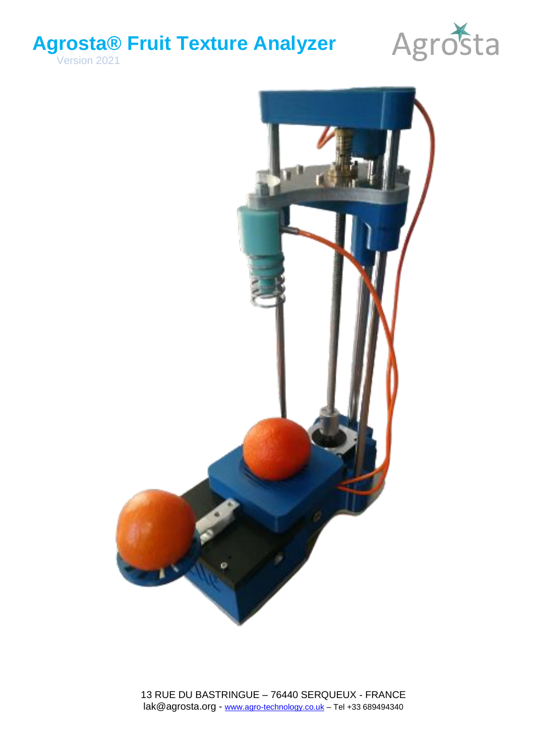# Agrosta® Fruit Texture Analyzer

Version 2021

Agrosta

13 RUE DU BASTRINGUE – 76440 SERQUEUX - FRANCE
lak@agrosta.org - www.agro-technology.co.uk – Tel +33 689494340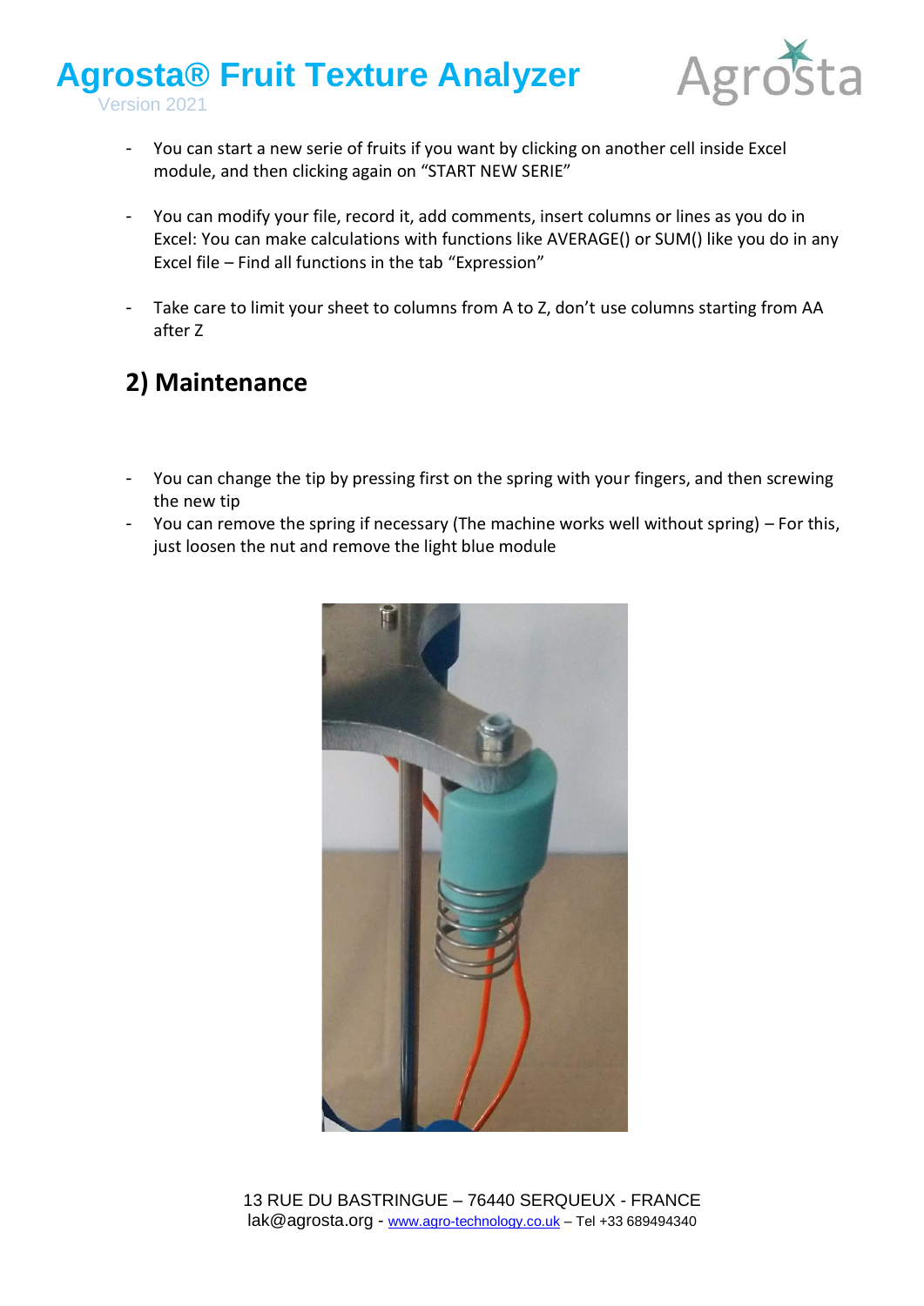- You can start a new serie of fruits if you want by clicking on another cell inside Excel module, and then clicking again on "START NEW SERIE"

- You can modify your file, record it, add comments, insert columns or lines as you do in Excel: You can make calculations with functions like AVERAGE() or SUM() like you do in any Excel file – Find all functions in the tab "Expression"

- Take care to limit your sheet to columns from A to Z, don't use columns starting from AA after Z

## 2) Maintenance

- You can change the tip by pressing first on the spring with your fingers, and then screwing the new tip
- You can remove the spring if necessary (The machine works well without spring) – For this, just loosen the nut and remove the light blue module